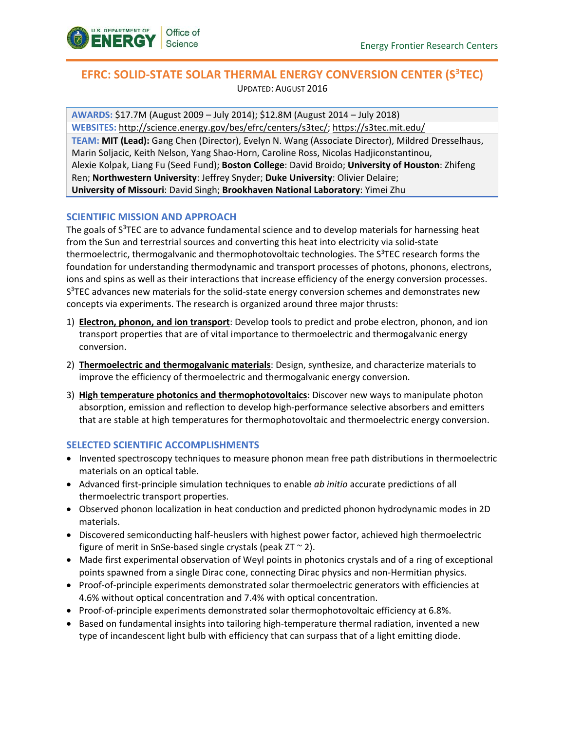# EFRC: SOLID-STATE SOLAR THERMAL ENERGY CONVERSION CENTER ($S^3$TEC)

UPDATED: AUGUST 2016

**AWARDS:** $17.7M (August 2009 – July 2014); $12.8M (August 2014 – July 2018)

**WEBSITES:** http://science.energy.gov/bes/efrc/centers/s3tec/; https://s3tec.mit.edu/

**TEAM:** **MIT (Lead):** Gang Chen (Director), Evelyn N. Wang (Associate Director), Mildred Dresselhaus, Marin Soljacic, Keith Nelson, Yang Shao-Horn, Caroline Ross, Nicolas Hadjiconstantinou, Alexie Kolpak, Liang Fu (Seed Fund); **Boston College**: David Broido; **University of Houston**: Zhifeng Ren; **Northwestern University**: Jeffrey Snyder; **Duke University**: Olivier Delaire; **University of Missouri**: David Singh; **Brookhaven National Laboratory**: Yimei Zhu

## SCIENTIFIC MISSION AND APPROACH

The goals of $S^3$TEC are to advance fundamental science and to develop materials for harnessing heat from the Sun and terrestrial sources and converting this heat into electricity via solid-state thermoelectric, thermogalvanic and thermophotovoltaic technologies. The $S^3$TEC research forms the foundation for understanding thermodynamic and transport processes of photons, phonons, electrons, ions and spins as well as their interactions that increase efficiency of the energy conversion processes. $S^3$TEC advances new materials for the solid-state energy conversion schemes and demonstrates new concepts via experiments. The research is organized around three major thrusts:

1) **Electron, phonon, and ion transport**: Develop tools to predict and probe electron, phonon, and ion transport properties that are of vital importance to thermoelectric and thermogalvanic energy conversion.
2) **Thermoelectric and thermogalvanic materials**: Design, synthesize, and characterize materials to improve the efficiency of thermoelectric and thermogalvanic energy conversion.
3) **High temperature photonics and thermophotovoltaics**: Discover new ways to manipulate photon absorption, emission and reflection to develop high-performance selective absorbers and emitters that are stable at high temperatures for thermophotovoltaic and thermoelectric energy conversion.

## SELECTED SCIENTIFIC ACCOMPLISHMENTS

- Invented spectroscopy techniques to measure phonon mean free path distributions in thermoelectric materials on an optical table.
- Advanced first-principle simulation techniques to enable *ab initio* accurate predictions of all thermoelectric transport properties.
- Observed phonon localization in heat conduction and predicted phonon hydrodynamic modes in 2D materials.
- Discovered semiconducting half-heuslers with highest power factor, achieved high thermoelectric figure of merit in SnSe-based single crystals (peak ZT ~ 2).
- Made first experimental observation of Weyl points in photonics crystals and of a ring of exceptional points spawned from a single Dirac cone, connecting Dirac physics and non-Hermitian physics.
- Proof-of-principle experiments demonstrated solar thermoelectric generators with efficiencies at 4.6% without optical concentration and 7.4% with optical concentration.
- Proof-of-principle experiments demonstrated solar thermophotovoltaic efficiency at 6.8%.
- Based on fundamental insights into tailoring high-temperature thermal radiation, invented a new type of incandescent light bulb with efficiency that can surpass that of a light emitting diode.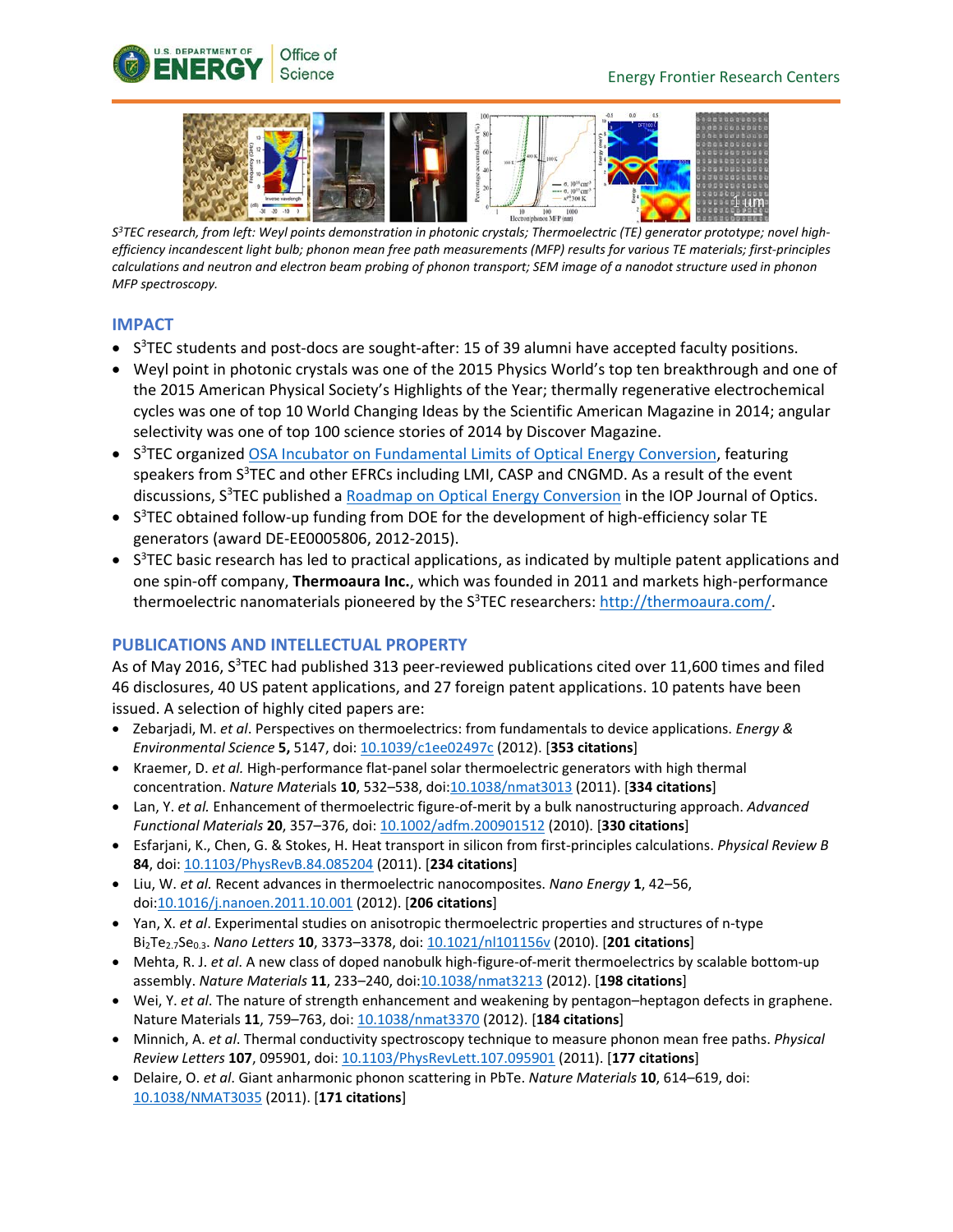*S³TEC research, from left: Weyl points demonstration in photonic crystals; Thermoelectric (TE) generator prototype; novel high-efficiency incandescent light bulb; phonon mean free path measurements (MFP) results for various TE materials; first-principles calculations and neutron and electron beam probing of phonon transport; SEM image of a nanodot structure used in phonon MFP spectroscopy.*

## IMPACT

- S³TEC students and post-docs are sought-after: 15 of 39 alumni have accepted faculty positions.
- Weyl point in photonic crystals was one of the 2015 Physics World's top ten breakthrough and one of the 2015 American Physical Society's Highlights of the Year; thermally regenerative electrochemical cycles was one of top 10 World Changing Ideas by the Scientific American Magazine in 2014; angular selectivity was one of top 100 science stories of 2014 by Discover Magazine.
- S³TEC organized OSA Incubator on Fundamental Limits of Optical Energy Conversion, featuring speakers from S³TEC and other EFRCs including LMI, CASP and CNGMD. As a result of the event discussions, S³TEC published a Roadmap on Optical Energy Conversion in the IOP Journal of Optics.
- S³TEC obtained follow-up funding from DOE for the development of high-efficiency solar TE generators (award DE-EE0005806, 2012-2015).
- S³TEC basic research has led to practical applications, as indicated by multiple patent applications and one spin-off company, **Thermoaura Inc.**, which was founded in 2011 and markets high-performance thermoelectric nanomaterials pioneered by the S³TEC researchers: http://thermoaura.com/.

## PUBLICATIONS AND INTELLECTUAL PROPERTY

As of May 2016, S³TEC had published 313 peer-reviewed publications cited over 11,600 times and filed 46 disclosures, 40 US patent applications, and 27 foreign patent applications. 10 patents have been issued. A selection of highly cited papers are:

- Zebarjadi, M. *et al*. Perspectives on thermoelectrics: from fundamentals to device applications. *Energy & Environmental Science* **5,** 5147, doi: 10.1039/c1ee02497c (2012). [**353 citations**]
- Kraemer, D. *et al.* High-performance flat-panel solar thermoelectric generators with high thermal concentration. *Nature Materials* **10**, 532–538, doi:10.1038/nmat3013 (2011). [**334 citations**]
- Lan, Y. *et al.* Enhancement of thermoelectric figure-of-merit by a bulk nanostructuring approach. *Advanced Functional Materials* **20**, 357–376, doi: 10.1002/adfm.200901512 (2010). [**330 citations**]
- Esfarjani, K., Chen, G. & Stokes, H. Heat transport in silicon from first-principles calculations. *Physical Review B* **84**, doi: 10.1103/PhysRevB.84.085204 (2011). [**234 citations**]
- Liu, W. *et al.* Recent advances in thermoelectric nanocomposites. *Nano Energy* **1**, 42–56, doi:10.1016/j.nanoen.2011.10.001 (2012). [**206 citations**]
- Yan, X. *et al*. Experimental studies on anisotropic thermoelectric properties and structures of n-type $Bi_2Te_{2.7}Se_{0.3}$. *Nano Letters* **10**, 3373–3378, doi: 10.1021/nl101156v (2010). [**201 citations**]
- Mehta, R. J. *et al*. A new class of doped nanobulk high-figure-of-merit thermoelectrics by scalable bottom-up assembly. *Nature Materials* **11**, 233–240, doi:10.1038/nmat3213 (2012). [**198 citations**]
- Wei, Y. *et al*. The nature of strength enhancement and weakening by pentagon–heptagon defects in graphene. Nature Materials **11**, 759–763, doi: 10.1038/nmat3370 (2012). [**184 citations**]
- Minnich, A. *et al*. Thermal conductivity spectroscopy technique to measure phonon mean free paths. *Physical Review Letters* **107**, 095901, doi: 10.1103/PhysRevLett.107.095901 (2011). [**177 citations**]
- Delaire, O. *et al*. Giant anharmonic phonon scattering in PbTe. *Nature Materials* **10**, 614–619, doi: 10.1038/NMAT3035 (2011). [**171 citations**]